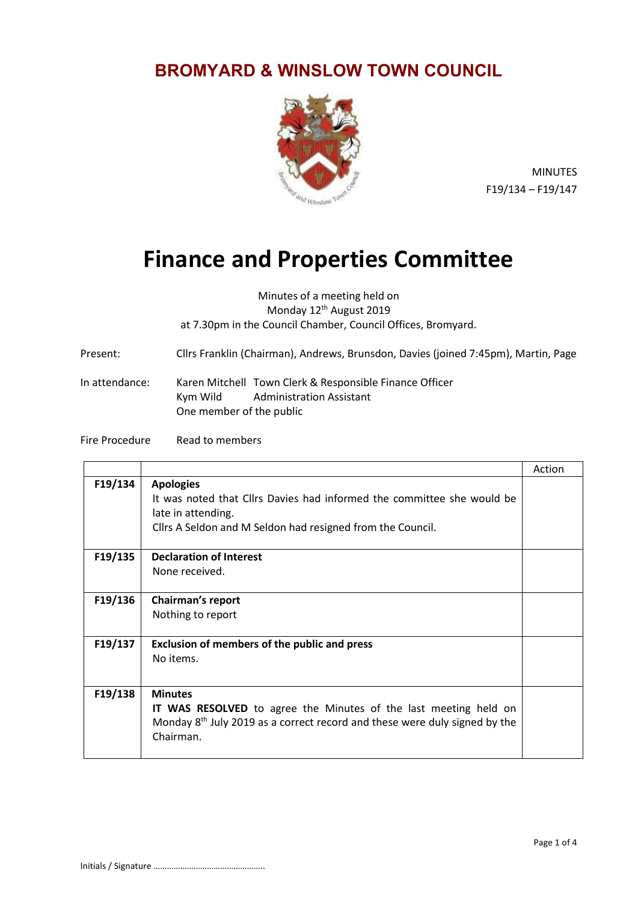# BROMYARD & WINSLOW TOWN COUNCIL

MINUTES
F19/134 – F19/147

# Finance and Properties Committee

Minutes of a meeting held on
Monday 12th August 2019
at 7.30pm in the Council Chamber, Council Offices, Bromyard.

Present: Cllrs Franklin (Chairman), Andrews, Brunsdon, Davies (joined 7:45pm), Martin, Page

In attendance: Karen Mitchell Town Clerk & Responsible Finance Officer
Kym Wild Administration Assistant
One member of the public

Fire Procedure Read to members

| | | Action |
|---|---|---|
| **F19/134** | **Apologies**<br>It was noted that Cllrs Davies had informed the committee she would be late in attending.<br>Cllrs A Seldon and M Seldon had resigned from the Council. | |
| **F19/135** | **Declaration of Interest**<br>None received. | |
| **F19/136** | **Chairman's report**<br>Nothing to report | |
| **F19/137** | **Exclusion of members of the public and press**<br>No items. | |
| **F19/138** | **Minutes**<br>**IT WAS RESOLVED** to agree the Minutes of the last meeting held on Monday 8th July 2019 as a correct record and these were duly signed by the Chairman. | |

Initials / Signature …………………………………………..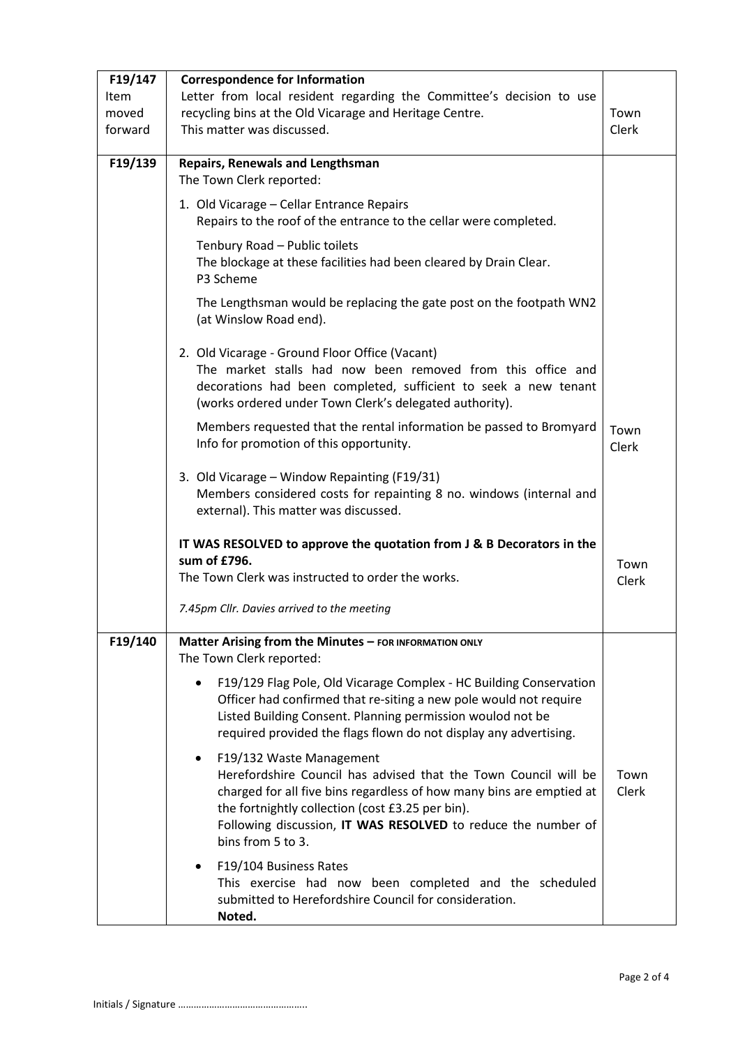| | | |
|---|---|---|
| **F19/147** Item moved forward | **Correspondence for Information**<br>Letter from local resident regarding the Committee's decision to use recycling bins at the Old Vicarage and Heritage Centre.<br>This matter was discussed. | Town Clerk |
| **F19/139** | **Repairs, Renewals and Lengthsman**<br>The Town Clerk reported:<br>1. Old Vicarage – Cellar Entrance Repairs<br>Repairs to the roof of the entrance to the cellar were completed.<br>Tenbury Road – Public toilets<br>The blockage at these facilities had been cleared by Drain Clear.<br>P3 Scheme<br>The Lengthsman would be replacing the gate post on the footpath WN2 (at Winslow Road end).<br>2. Old Vicarage - Ground Floor Office (Vacant)<br>The market stalls had now been removed from this office and decorations had been completed, sufficient to seek a new tenant (works ordered under Town Clerk's delegated authority).<br>Members requested that the rental information be passed to Bromyard Info for promotion of this opportunity. | Town Clerk |
| | 3. Old Vicarage – Window Repainting (F19/31)<br>Members considered costs for repainting 8 no. windows (internal and external). This matter was discussed.<br>**IT WAS RESOLVED to approve the quotation from J & B Decorators in the sum of £796.**<br>The Town Clerk was instructed to order the works.<br>*7.45pm Cllr. Davies arrived to the meeting* | Town Clerk |
| **F19/140** | **Matter Arising from the Minutes – FOR INFORMATION ONLY**<br>The Town Clerk reported:<br>• F19/129 Flag Pole, Old Vicarage Complex - HC Building Conservation Officer had confirmed that re-siting a new pole would not require Listed Building Consent. Planning permission woulod not be required provided the flags flown do not display any advertising.<br>• F19/132 Waste Management<br>Herefordshire Council has advised that the Town Council will be charged for all five bins regardless of how many bins are emptied at the fortnightly collection (cost £3.25 per bin).<br>Following discussion, **IT WAS RESOLVED** to reduce the number of bins from 5 to 3.<br>• F19/104 Business Rates<br>This exercise had now been completed and the scheduled submitted to Herefordshire Council for consideration.<br>**Noted.** | Town Clerk |

Initials / Signature …………………………………………..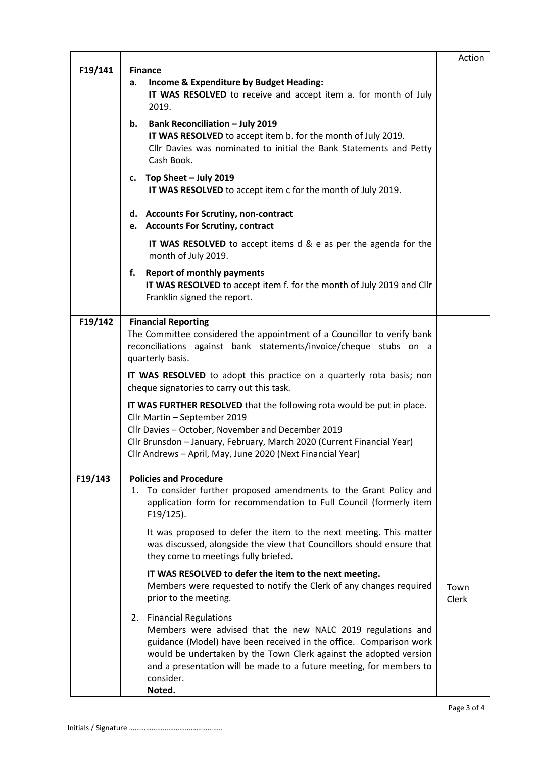| | | Action |
|---|---|---|
| F19/141 | **Finance**<br>**a. Income & Expenditure by Budget Heading:**<br>**IT WAS RESOLVED** to receive and accept item a. for month of July 2019.<br>**b. Bank Reconciliation – July 2019**<br>**IT WAS RESOLVED** to accept item b. for the month of July 2019.<br>Cllr Davies was nominated to initial the Bank Statements and Petty Cash Book.<br>**c. Top Sheet – July 2019**<br>**IT WAS RESOLVED** to accept item c for the month of July 2019.<br>**d. Accounts For Scrutiny, non-contract**<br>**e. Accounts For Scrutiny, contract**<br>**IT WAS RESOLVED** to accept items d & e as per the agenda for the month of July 2019.<br>**f. Report of monthly payments**<br>**IT WAS RESOLVED** to accept item f. for the month of July 2019 and Cllr Franklin signed the report. | |
| F19/142 | **Financial Reporting**<br>The Committee considered the appointment of a Councillor to verify bank reconciliations against bank statements/invoice/cheque stubs on a quarterly basis.<br>**IT WAS RESOLVED** to adopt this practice on a quarterly rota basis; non cheque signatories to carry out this task.<br>**IT WAS FURTHER RESOLVED** that the following rota would be put in place.<br>Cllr Martin – September 2019<br>Cllr Davies – October, November and December 2019<br>Cllr Brunsdon – January, February, March 2020 (Current Financial Year)<br>Cllr Andrews – April, May, June 2020 (Next Financial Year) | |
| F19/143 | **Policies and Procedure**<br>1. To consider further proposed amendments to the Grant Policy and application form for recommendation to Full Council (formerly item F19/125).<br>It was proposed to defer the item to the next meeting. This matter was discussed, alongside the view that Councillors should ensure that they come to meetings fully briefed.<br>**IT WAS RESOLVED to defer the item to the next meeting.**<br>Members were requested to notify the Clerk of any changes required prior to the meeting.<br>2. Financial Regulations<br>Members were advised that the new NALC 2019 regulations and guidance (Model) have been received in the office. Comparison work would be undertaken by the Town Clerk against the adopted version and a presentation will be made to a future meeting, for members to consider.<br>**Noted.** | Town Clerk |

Initials / Signature …………………………………………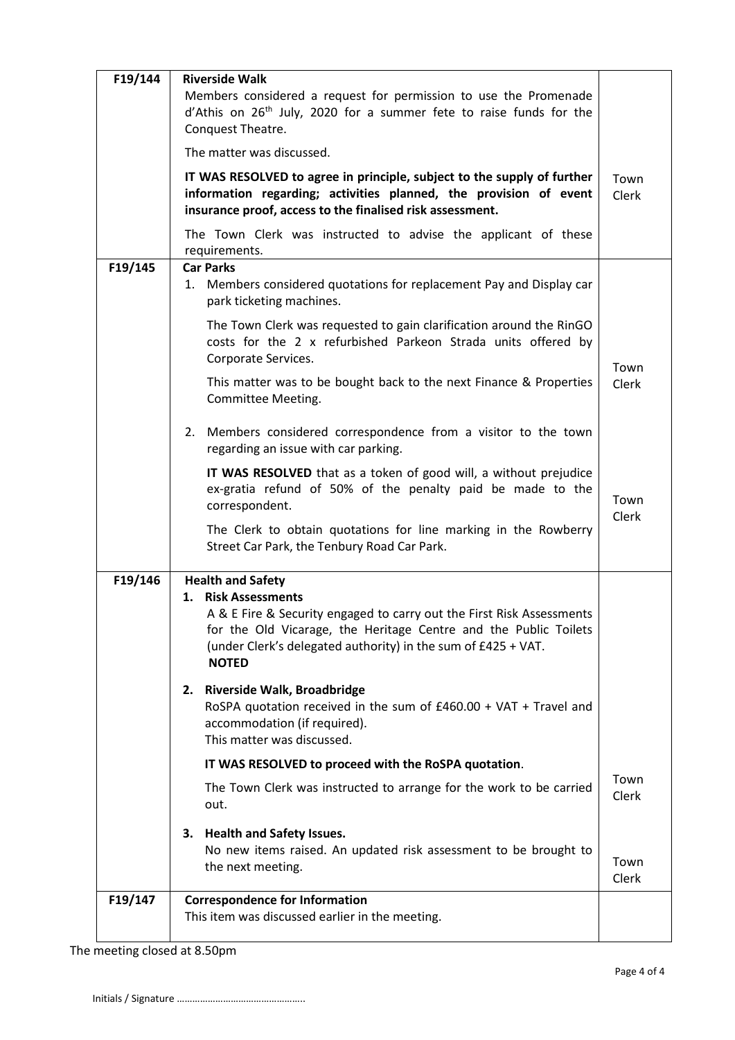| | | |
|---|---|---|
| F19/144 | **Riverside Walk**<br>Members considered a request for permission to use the Promenade d'Athis on 26th July, 2020 for a summer fete to raise funds for the Conquest Theatre.<br>The matter was discussed.<br>**IT WAS RESOLVED to agree in principle, subject to the supply of further information regarding; activities planned, the provision of event insurance proof, access to the finalised risk assessment.**<br>The Town Clerk was instructed to advise the applicant of these requirements. | Town Clerk |
| F19/145 | **Car Parks**<br>1. Members considered quotations for replacement Pay and Display car park ticketing machines.<br>The Town Clerk was requested to gain clarification around the RinGO costs for the 2 x refurbished Parkeon Strada units offered by Corporate Services.<br>This matter was to be bought back to the next Finance & Properties Committee Meeting.<br>2. Members considered correspondence from a visitor to the town regarding an issue with car parking.<br>**IT WAS RESOLVED** that as a token of good will, a without prejudice ex-gratia refund of 50% of the penalty paid be made to the correspondent.<br>The Clerk to obtain quotations for line marking in the Rowberry Street Car Park, the Tenbury Road Car Park. | Town Clerk<br><br>Town Clerk |
| F19/146 | **Health and Safety**<br>**1. Risk Assessments**<br>A & E Fire & Security engaged to carry out the First Risk Assessments for the Old Vicarage, the Heritage Centre and the Public Toilets (under Clerk's delegated authority) in the sum of £425 + VAT.<br>**NOTED**<br>**2. Riverside Walk, Broadbridge**<br>RoSPA quotation received in the sum of £460.00 + VAT + Travel and accommodation (if required).<br>This matter was discussed.<br>**IT WAS RESOLVED to proceed with the RoSPA quotation**.<br>The Town Clerk was instructed to arrange for the work to be carried out.<br>**3. Health and Safety Issues.**<br>No new items raised. An updated risk assessment to be brought to the next meeting. | Town Clerk<br><br>Town Clerk |
| F19/147 | **Correspondence for Information**<br>This item was discussed earlier in the meeting. | |

The meeting closed at 8.50pm

Initials / Signature …………………………………………